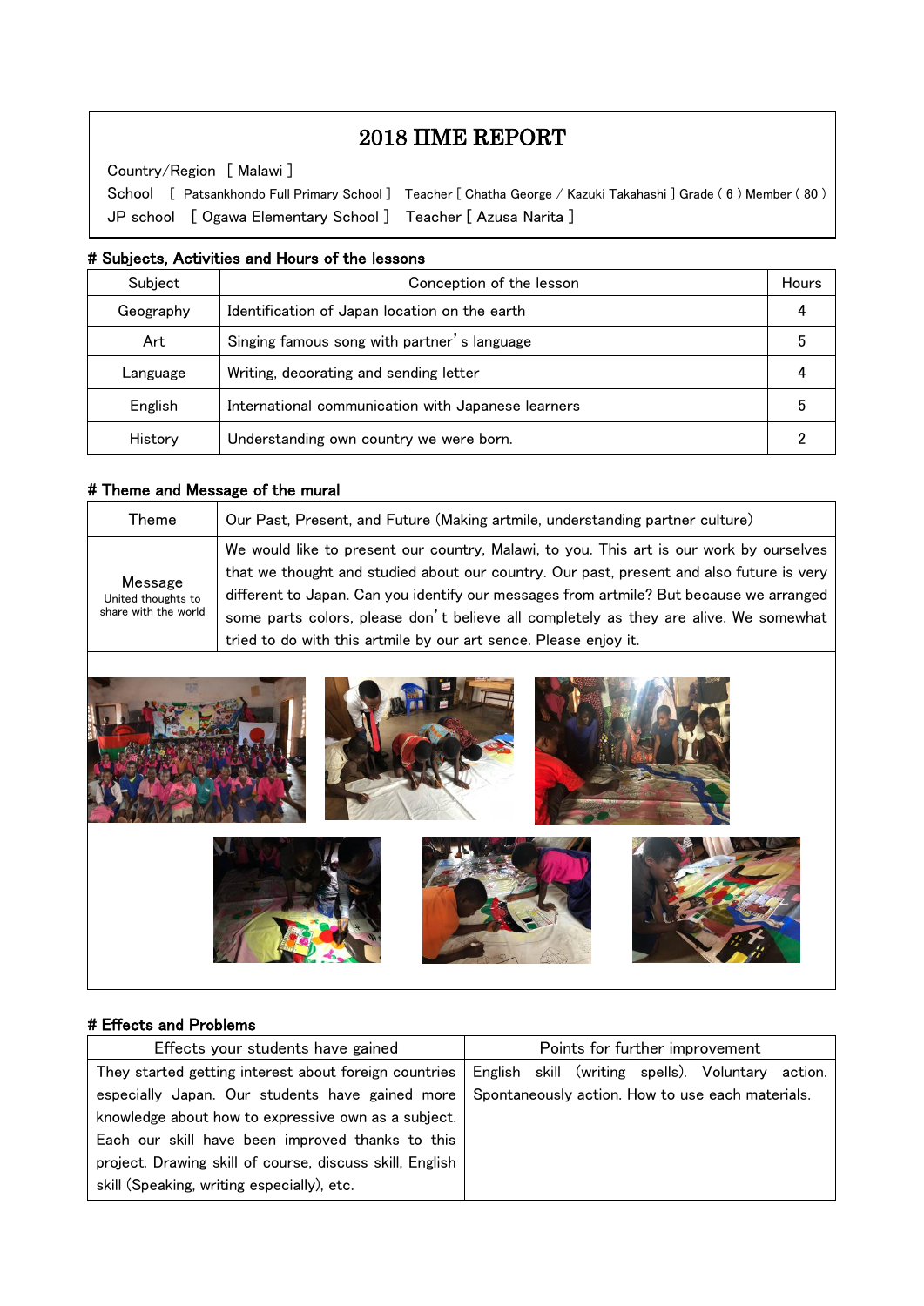# 2018 IIME REPORT

Country/Region [ Malawi ]

School [ Patsankhondo Full Primary School ] Teacher [ Chatha George / Kazuki Takahashi ] Grade ( 6 ) Member ( 80 )

JP school [ Ogawa Elementary School ] Teacher [ Azusa Narita ]

## # Subjects, Activities and Hours of the lessons

| Subject | Conception of the lesson | Hours |
|---|---|---|
| Geography | Identification of Japan location on the earth | 4 |
| Art | Singing famous song with partner' s language | 5 |
| Language | Writing, decorating and sending letter | 4 |
| English | International communication with Japanese learners | 5 |
| History | Understanding own country we were born. | 2 |

## # Theme and Message of the mural

| Theme | Our Past, Present, and Future (Making artmile, understanding partner culture) |
|---|---|
| Message<br>United thoughts to share with the world | We would like to present our country, Malawi, to you. This art is our work by ourselves that we thought and studied about our country. Our past, present and also future is very different to Japan. Can you identify our messages from artmile? But because we arranged some parts colors, please don' t believe all completely as they are alive. We somewhat tried to do with this artmile by our art sence. Please enjoy it. |

## # Effects and Problems

| Effects your students have gained | Points for further improvement |
|---|---|
| They started getting interest about foreign countries especially Japan. Our students have gained more knowledge about how to expressive own as a subject. Each our skill have been improved thanks to this project. Drawing skill of course, discuss skill, English skill (Speaking, writing especially), etc. | English skill (writing spells). Voluntary action. Spontaneously action. How to use each materials. |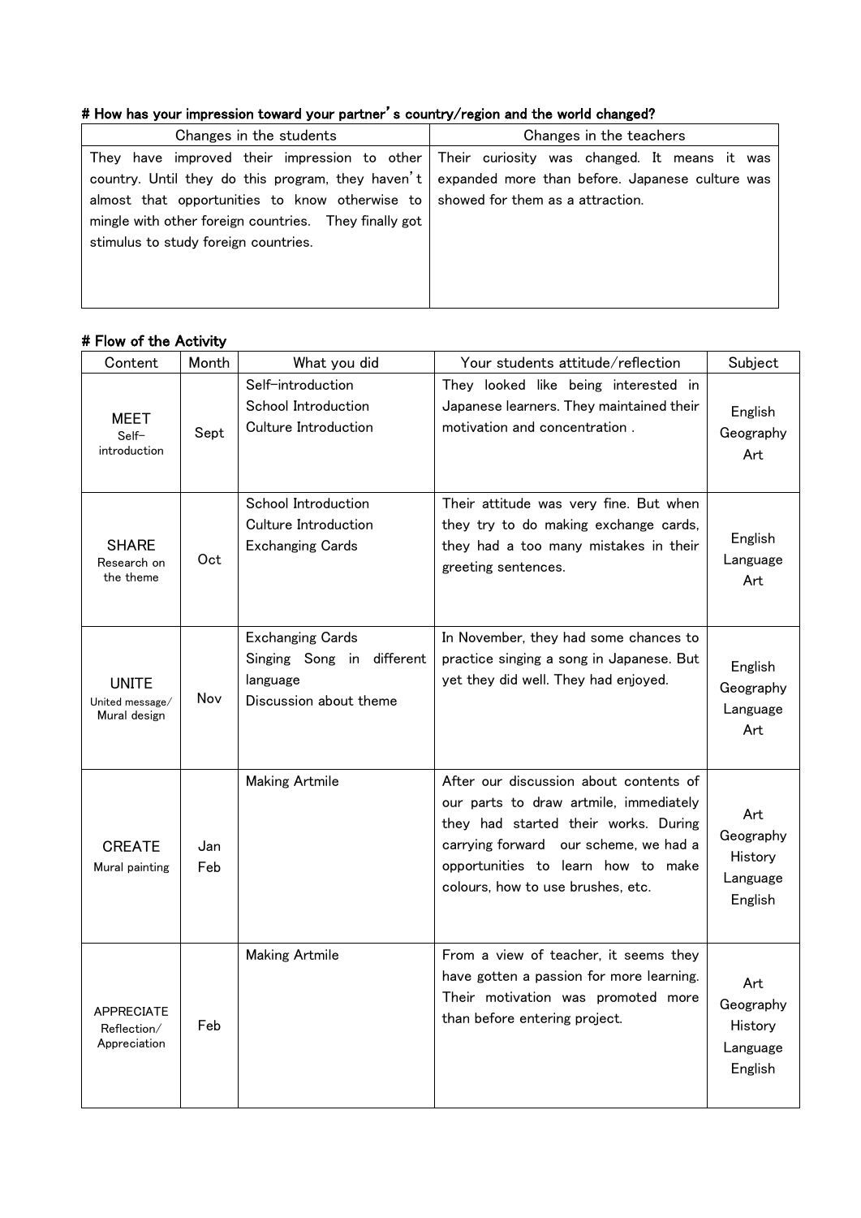# How has your impression toward your partner's country/region and the world changed?

| Changes in the students | Changes in the teachers |
| --- | --- |
| They have improved their impression to other country. Until they do this program, they haven't almost that opportunities to know otherwise to mingle with other foreign countries. They finally got stimulus to study foreign countries. | Their curiosity was changed. It means it was expanded more than before. Japanese culture was showed for them as a attraction. |

# Flow of the Activity

| Content | Month | What you did | Your students attitude/reflection | Subject |
| --- | --- | --- | --- | --- |
| MEET<br>Self-introduction | Sept | Self-introduction<br>School Introduction<br>Culture Introduction | They looked like being interested in Japanese learners. They maintained their motivation and concentration . | English<br>Geography<br>Art |
| SHARE<br>Research on the theme | Oct | School Introduction<br>Culture Introduction<br>Exchanging Cards | Their attitude was very fine. But when they try to do making exchange cards, they had a too many mistakes in their greeting sentences. | English<br>Language<br>Art |
| UNITE<br>United message/ Mural design | Nov | Exchanging Cards<br>Singing Song in different language<br>Discussion about theme | In November, they had some chances to practice singing a song in Japanese. But yet they did well. They had enjoyed. | English<br>Geography<br>Language<br>Art |
| CREATE<br>Mural painting | Jan<br>Feb | Making Artmile | After our discussion about contents of our parts to draw artmile, immediately they had started their works. During carrying forward our scheme, we had a opportunities to learn how to make colours, how to use brushes, etc. | Art<br>Geography<br>History<br>Language<br>English |
| APPRECIATE<br>Reflection/ Appreciation | Feb | Making Artmile | From a view of teacher, it seems they have gotten a passion for more learning. Their motivation was promoted more than before entering project. | Art<br>Geography<br>History<br>Language<br>English |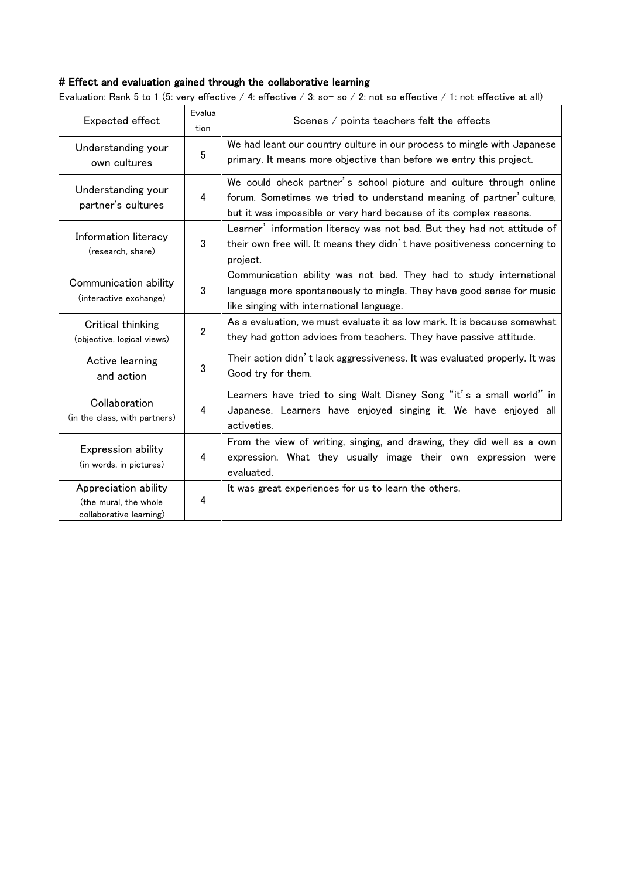# Effect and evaluation gained through the collaborative learning

Evaluation: Rank 5 to 1 (5: very effective / 4: effective / 3: so- so / 2: not so effective / 1: not effective at all)

| Expected effect | Evaluation | Scenes / points teachers felt the effects |
|---|---|---|
| Understanding your own cultures | 5 | We had leant our country culture in our process to mingle with Japanese primary. It means more objective than before we entry this project. |
| Understanding your partner's cultures | 4 | We could check partner's school picture and culture through online forum. Sometimes we tried to understand meaning of partner' culture, but it was impossible or very hard because of its complex reasons. |
| Information literacy (research, share) | 3 | Learner' information literacy was not bad. But they had not attitude of their own free will. It means they didn't have positiveness concerning to project. |
| Communication ability (interactive exchange) | 3 | Communication ability was not bad. They had to study international language more spontaneously to mingle. They have good sense for music like singing with international language. |
| Critical thinking (objective, logical views) | 2 | As a evaluation, we must evaluate it as low mark. It is because somewhat they had gotton advices from teachers. They have passive attitude. |
| Active learning and action | 3 | Their action didn't lack aggressiveness. It was evaluated properly. It was Good try for them. |
| Collaboration (in the class, with partners) | 4 | Learners have tried to sing Walt Disney Song "it's a small world" in Japanese. Learners have enjoyed singing it. We have enjoyed all activeties. |
| Expression ability (in words, in pictures) | 4 | From the view of writing, singing, and drawing, they did well as a own expression. What they usually image their own expression were evaluated. |
| Appreciation ability (the mural, the whole collaborative learning) | 4 | It was great experiences for us to learn the others. |